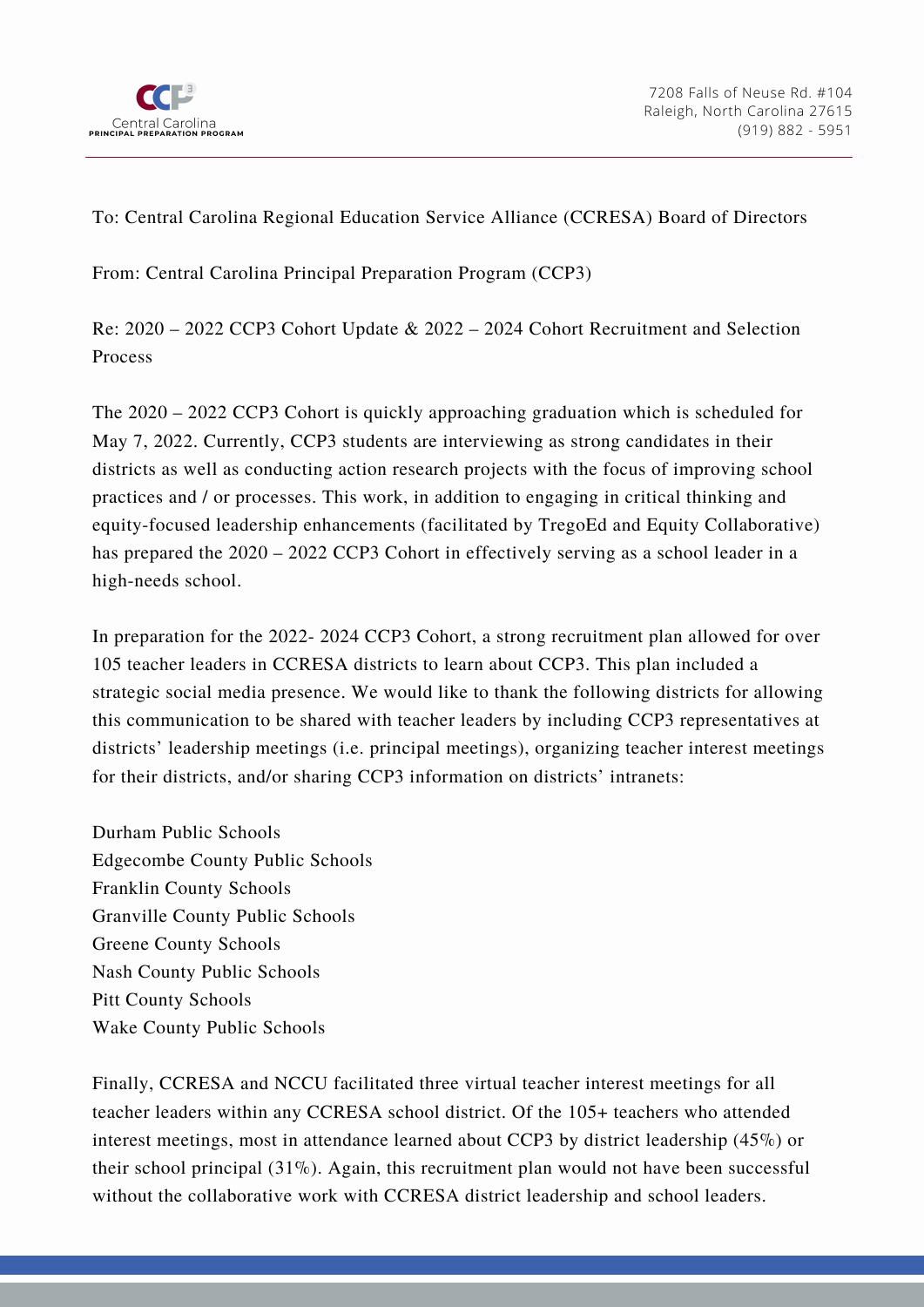Central Carolina
PRINCIPAL PREPARATION PROGRAM

7208 Falls of Neuse Rd. #104
Raleigh, North Carolina 27615
(919) 882 - 5951

To: Central Carolina Regional Education Service Alliance (CCRESA) Board of Directors

From: Central Carolina Principal Preparation Program (CCP3)

Re: 2020 – 2022 CCP3 Cohort Update & 2022 – 2024 Cohort Recruitment and Selection Process

The 2020 – 2022 CCP3 Cohort is quickly approaching graduation which is scheduled for May 7, 2022. Currently, CCP3 students are interviewing as strong candidates in their districts as well as conducting action research projects with the focus of improving school practices and / or processes. This work, in addition to engaging in critical thinking and equity-focused leadership enhancements (facilitated by TregoEd and Equity Collaborative) has prepared the 2020 – 2022 CCP3 Cohort in effectively serving as a school leader in a high-needs school.

In preparation for the 2022- 2024 CCP3 Cohort, a strong recruitment plan allowed for over 105 teacher leaders in CCRESA districts to learn about CCP3. This plan included a strategic social media presence. We would like to thank the following districts for allowing this communication to be shared with teacher leaders by including CCP3 representatives at districts' leadership meetings (i.e. principal meetings), organizing teacher interest meetings for their districts, and/or sharing CCP3 information on districts' intranets:

Durham Public Schools
Edgecombe County Public Schools
Franklin County Schools
Granville County Public Schools
Greene County Schools
Nash County Public Schools
Pitt County Schools
Wake County Public Schools

Finally, CCRESA and NCCU facilitated three virtual teacher interest meetings for all teacher leaders within any CCRESA school district. Of the 105+ teachers who attended interest meetings, most in attendance learned about CCP3 by district leadership (45%) or their school principal (31%). Again, this recruitment plan would not have been successful without the collaborative work with CCRESA district leadership and school leaders.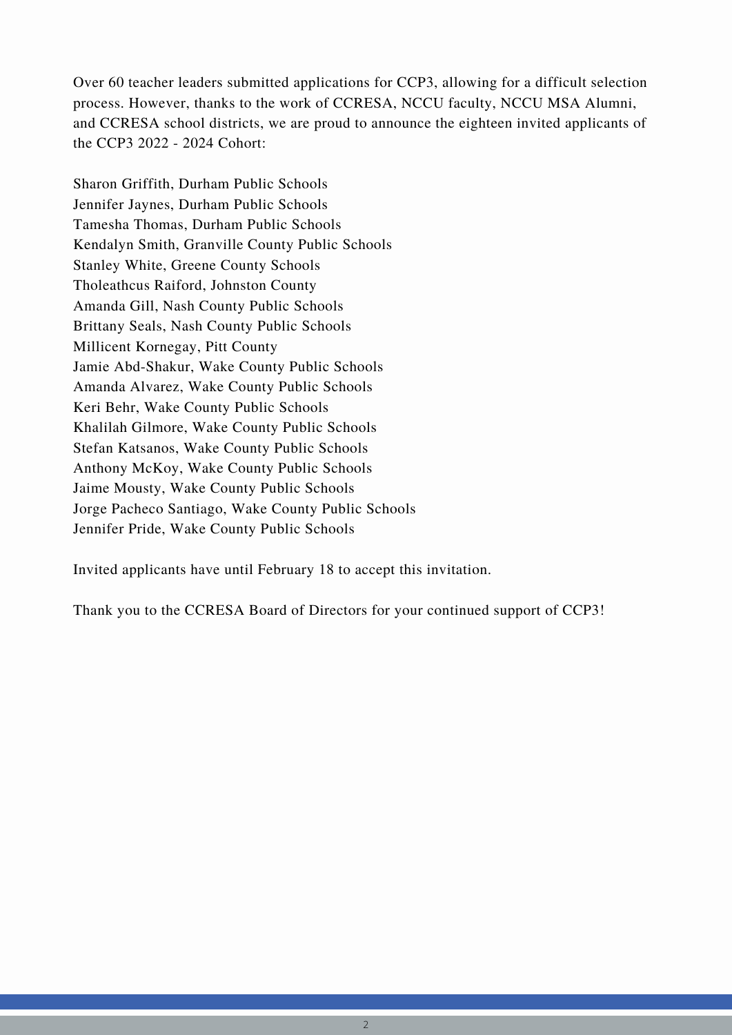Over 60 teacher leaders submitted applications for CCP3, allowing for a difficult selection process. However, thanks to the work of CCRESA, NCCU faculty, NCCU MSA Alumni, and CCRESA school districts, we are proud to announce the eighteen invited applicants of the CCP3 2022 - 2024 Cohort:

Sharon Griffith, Durham Public Schools
Jennifer Jaynes, Durham Public Schools
Tamesha Thomas, Durham Public Schools
Kendalyn Smith, Granville County Public Schools
Stanley White, Greene County Schools
Tholeathcus Raiford, Johnston County
Amanda Gill, Nash County Public Schools
Brittany Seals, Nash County Public Schools
Millicent Kornegay, Pitt County
Jamie Abd-Shakur, Wake County Public Schools
Amanda Alvarez, Wake County Public Schools
Keri Behr, Wake County Public Schools
Khalilah Gilmore, Wake County Public Schools
Stefan Katsanos, Wake County Public Schools
Anthony McKoy, Wake County Public Schools
Jaime Mousty, Wake County Public Schools
Jorge Pacheco Santiago, Wake County Public Schools
Jennifer Pride, Wake County Public Schools

Invited applicants have until February 18 to accept this invitation.

Thank you to the CCRESA Board of Directors for your continued support of CCP3!